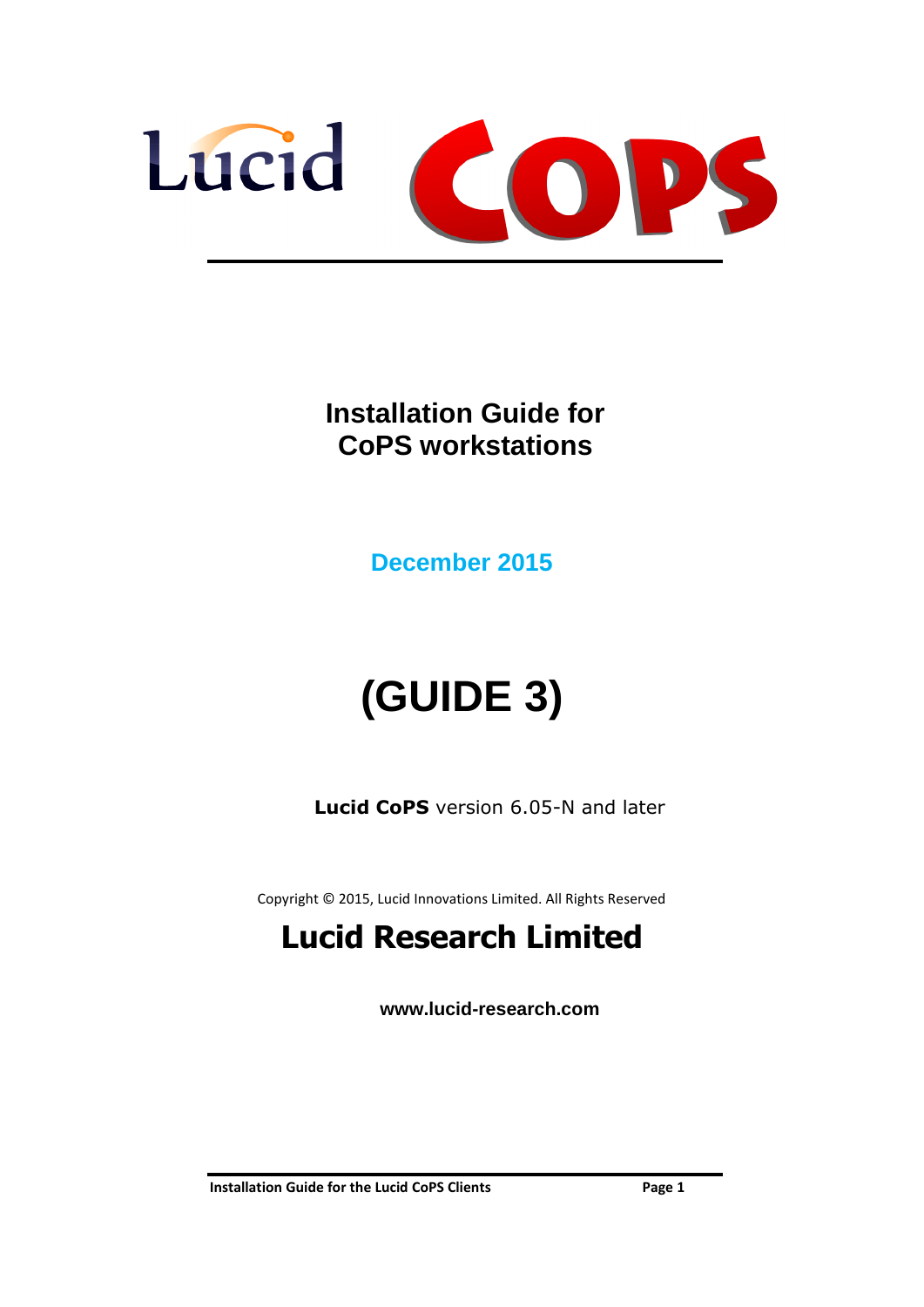Lucid CoPS

# Installation Guide for CoPS workstations

**December 2015**

# (GUIDE 3)

**Lucid CoPS** version 6.05-N and later

Copyright © 2015, Lucid Innovations Limited. All Rights Reserved

## Lucid Research Limited

**www.lucid-research.com**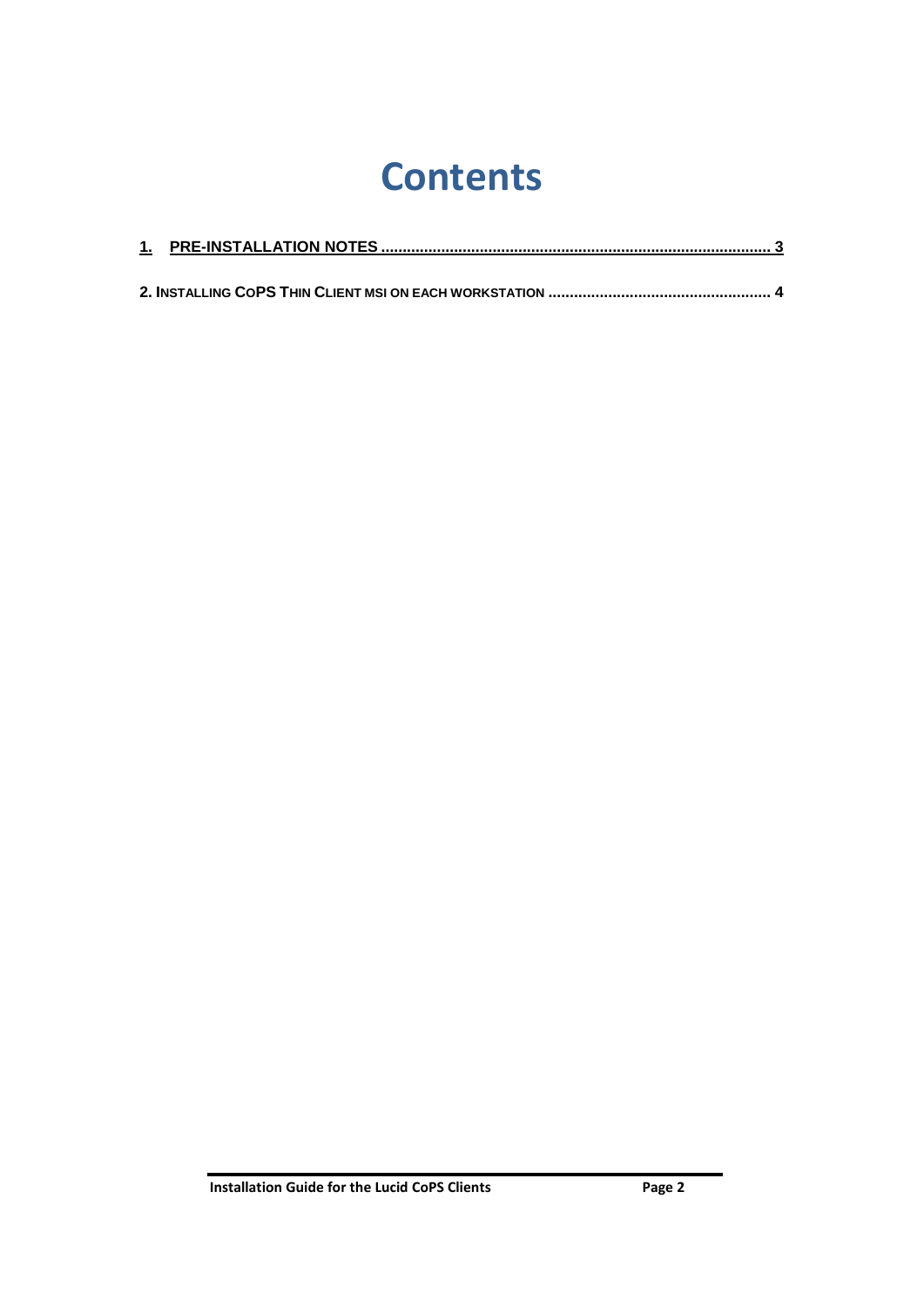# Contents

1. PRE-INSTALLATION NOTES ........................................................................................ 3

2. INSTALLING COPS THIN CLIENT MSI ON EACH WORKSTATION .................................................... 4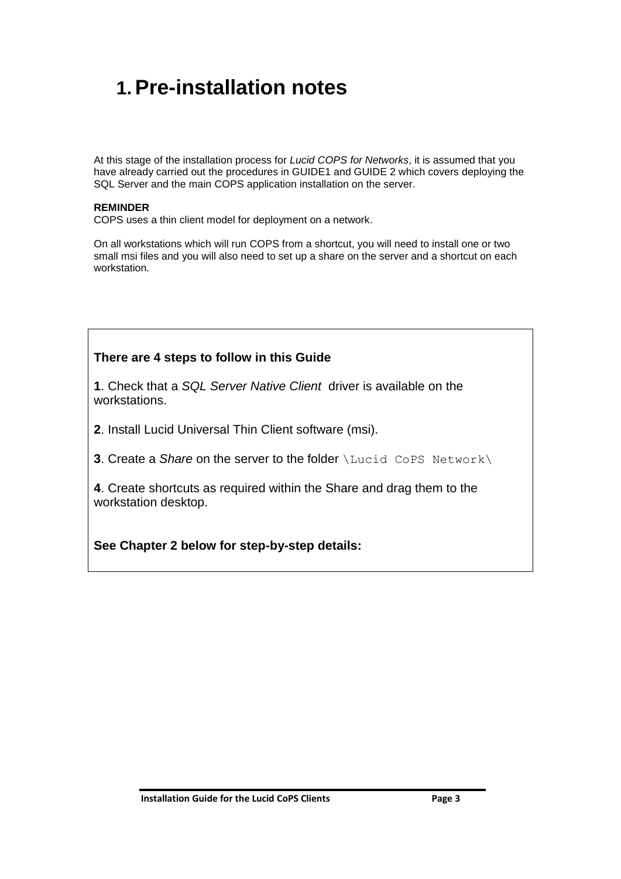# 1. Pre-installation notes

At this stage of the installation process for *Lucid COPS for Networks*, it is assumed that you have already carried out the procedures in GUIDE1 and GUIDE 2 which covers deploying the SQL Server and the main COPS application installation on the server.

**REMINDER**
COPS uses a thin client model for deployment on a network.

On all workstations which will run COPS from a shortcut, you will need to install one or two small msi files and you will also need to set up a share on the server and a shortcut on each workstation.

**There are 4 steps to follow in this Guide**

**1**. Check that a *SQL Server Native Client* driver is available on the workstations.

**2**. Install Lucid Universal Thin Client software (msi).

**3**. Create a *Share* on the server to the folder `\Lucid CoPS Network\`

**4**. Create shortcuts as required within the Share and drag them to the workstation desktop.

**See Chapter 2 below for step-by-step details:**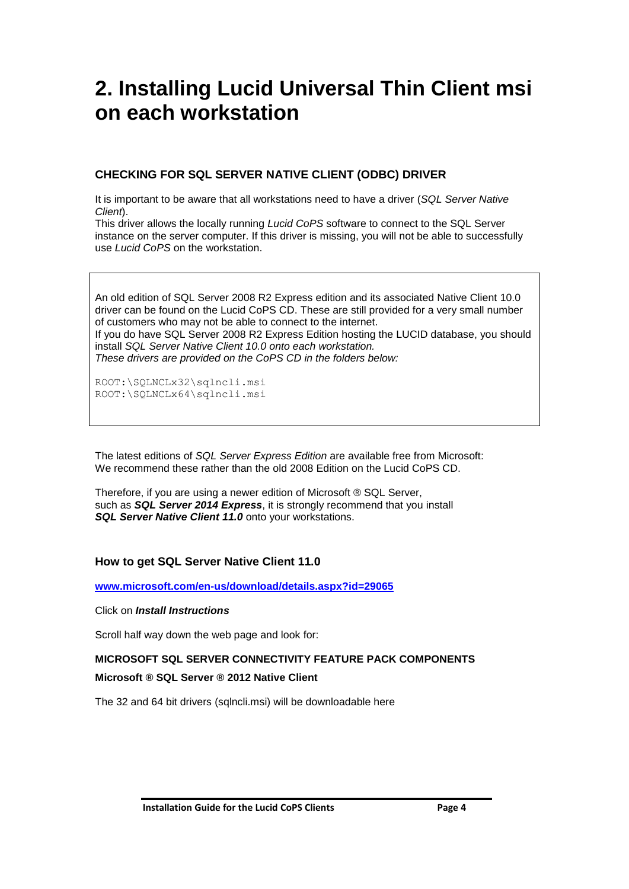# 2. Installing Lucid Universal Thin Client msi on each workstation

### CHECKING FOR SQL SERVER NATIVE CLIENT (ODBC) DRIVER

It is important to be aware that all workstations need to have a driver (*SQL Server Native Client*).

This driver allows the locally running *Lucid CoPS* software to connect to the SQL Server instance on the server computer. If this driver is missing, you will not be able to successfully use *Lucid CoPS* on the workstation.

> An old edition of SQL Server 2008 R2 Express edition and its associated Native Client 10.0 driver can be found on the Lucid CoPS CD. These are still provided for a very small number of customers who may not be able to connect to the internet.
> If you do have SQL Server 2008 R2 Express Edition hosting the LUCID database, you should install *SQL Server Native Client 10.0 onto each workstation.*
> *These drivers are provided on the CoPS CD in the folders below:*
>
> ```
> ROOT:\SQLNCLx32\sqlncli.msi
> ROOT:\SQLNCLx64\sqlncli.msi
> ```

The latest editions of *SQL Server Express Edition* are available free from Microsoft:
We recommend these rather than the old 2008 Edition on the Lucid CoPS CD.

Therefore, if you are using a newer edition of Microsoft ® SQL Server,
such as ***SQL Server 2014 Express***, it is strongly recommend that you install
***SQL Server Native Client 11.0*** onto your workstations.

### How to get SQL Server Native Client 11.0

**www.microsoft.com/en-us/download/details.aspx?id=29065**

Click on ***Install Instructions***

Scroll half way down the web page and look for:

**MICROSOFT SQL SERVER CONNECTIVITY FEATURE PACK COMPONENTS**

**Microsoft ® SQL Server ® 2012 Native Client**

The 32 and 64 bit drivers (sqlncli.msi) will be downloadable here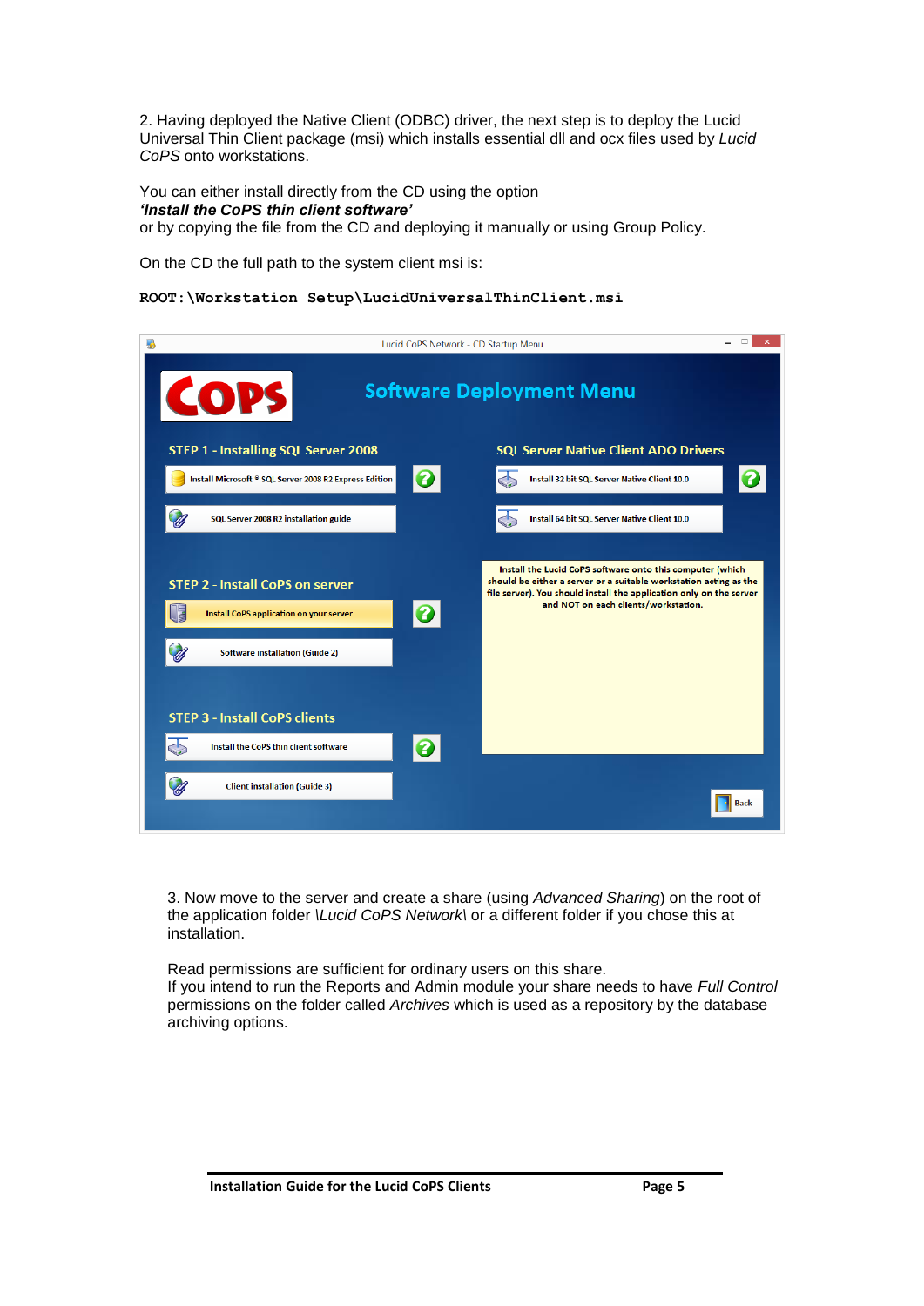2. Having deployed the Native Client (ODBC) driver, the next step is to deploy the Lucid Universal Thin Client package (msi) which installs essential dll and ocx files used by *Lucid CoPS* onto workstations.

You can either install directly from the CD using the option
***'Install the CoPS thin client software'***
or by copying the file from the CD and deploying it manually or using Group Policy.

On the CD the full path to the system client msi is:

```
ROOT:\Workstation Setup\LucidUniversalThinClient.msi
```

3. Now move to the server and create a share (using *Advanced Sharing*) on the root of the application folder \\*Lucid CoPS Network*\\ or a different folder if you chose this at installation.

Read permissions are sufficient for ordinary users on this share.
If you intend to run the Reports and Admin module your share needs to have *Full Control* permissions on the folder called *Archives* which is used as a repository by the database archiving options.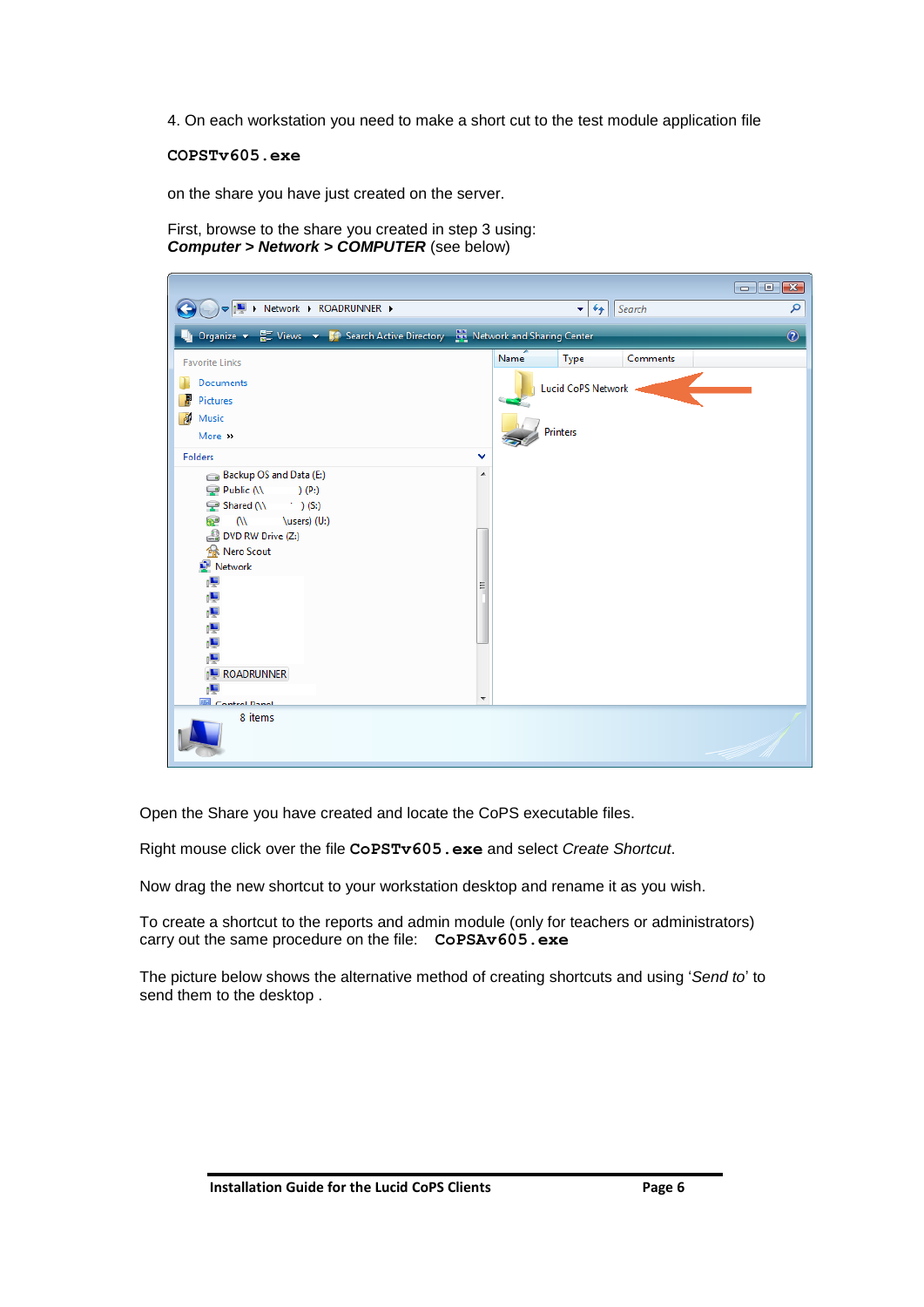4. On each workstation you need to make a short cut to the test module application file

**`COPSTv605.exe`**

on the share you have just created on the server.

First, browse to the share you created in step 3 using:
***Computer > Network > COMPUTER*** (see below)

Open the Share you have created and locate the CoPS executable files.

Right mouse click over the file **`CoPSTv605.exe`** and select *Create Shortcut*.

Now drag the new shortcut to your workstation desktop and rename it as you wish.

To create a shortcut to the reports and admin module (only for teachers or administrators) carry out the same procedure on the file: **`CoPSAv605.exe`**

The picture below shows the alternative method of creating shortcuts and using '*Send to*' to send them to the desktop .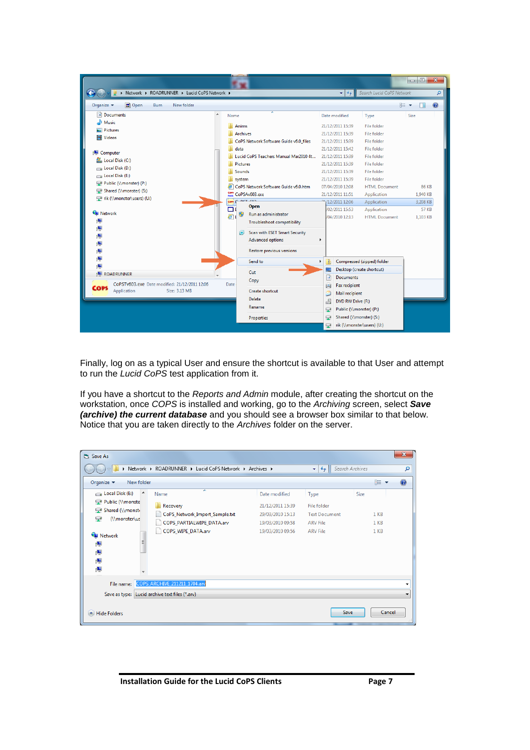Finally, log on as a typical User and ensure the shortcut is available to that User and attempt to run the *Lucid CoPS* test application from it.

If you have a shortcut to the *Reports and Admin* module, after creating the shortcut on the workstation, once *COPS* is installed and working, go to the *Archiving* screen, select ***Save (archive) the current database*** and you should see a browser box similar to that below. Notice that you are taken directly to the *Archives* folder on the server.